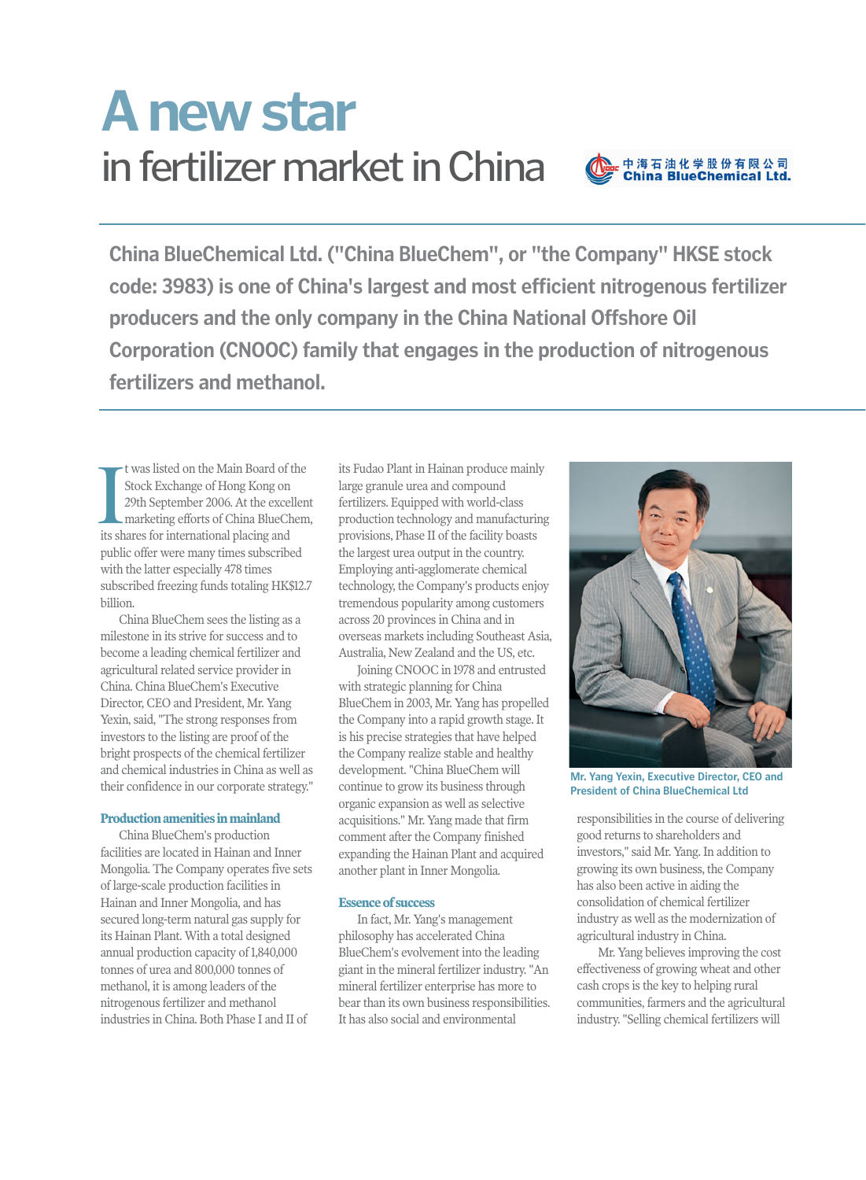# A new star

## in fertilizer market in China

中海石油化学股份有限公司 China BlueChemical Ltd.

**China BlueChemical Ltd. ("China BlueChem", or "the Company" HKSE stock code: 3983) is one of China's largest and most efficient nitrogenous fertilizer producers and the only company in the China National Offshore Oil Corporation (CNOOC) family that engages in the production of nitrogenous fertilizers and methanol.**

It was listed on the Main Board of the Stock Exchange of Hong Kong on 29th September 2006. At the excellent marketing efforts of China BlueChem, its shares for international placing and public offer were many times subscribed with the latter especially 478 times subscribed freezing funds totaling HK$12.7 billion.

China BlueChem sees the listing as a milestone in its strive for success and to become a leading chemical fertilizer and agricultural related service provider in China. China BlueChem's Executive Director, CEO and President, Mr. Yang Yexin, said, "The strong responses from investors to the listing are proof of the bright prospects of the chemical fertilizer and chemical industries in China as well as their confidence in our corporate strategy."

### Production amenities in mainland

China BlueChem's production facilities are located in Hainan and Inner Mongolia. The Company operates five sets of large-scale production facilities in Hainan and Inner Mongolia, and has secured long-term natural gas supply for its Hainan Plant. With a total designed annual production capacity of 1,840,000 tonnes of urea and 800,000 tonnes of methanol, it is among leaders of the nitrogenous fertilizer and methanol industries in China. Both Phase I and II of its Fudao Plant in Hainan produce mainly large granule urea and compound fertilizers. Equipped with world-class production technology and manufacturing provisions, Phase II of the facility boasts the largest urea output in the country. Employing anti-agglomerate chemical technology, the Company's products enjoy tremendous popularity among customers across 20 provinces in China and in overseas markets including Southeast Asia, Australia, New Zealand and the US, etc.

Joining CNOOC in 1978 and entrusted with strategic planning for China BlueChem in 2003, Mr. Yang has propelled the Company into a rapid growth stage. It is his precise strategies that have helped the Company realize stable and healthy development. "China BlueChem will continue to grow its business through organic expansion as well as selective acquisitions." Mr. Yang made that firm comment after the Company finished expanding the Hainan Plant and acquired another plant in Inner Mongolia.

### Essence of success

In fact, Mr. Yang's management philosophy has accelerated China BlueChem's evolvement into the leading giant in the mineral fertilizer industry. "An mineral fertilizer enterprise has more to bear than its own business responsibilities. It has also social and environmental responsibilities in the course of delivering good returns to shareholders and investors," said Mr. Yang. In addition to growing its own business, the Company has also been active in aiding the consolidation of chemical fertilizer industry as well as the modernization of agricultural industry in China.

Mr. Yang Yexin, Executive Director, CEO and President of China BlueChemical Ltd

Mr. Yang believes improving the cost effectiveness of growing wheat and other cash crops is the key to helping rural communities, farmers and the agricultural industry. "Selling chemical fertilizers will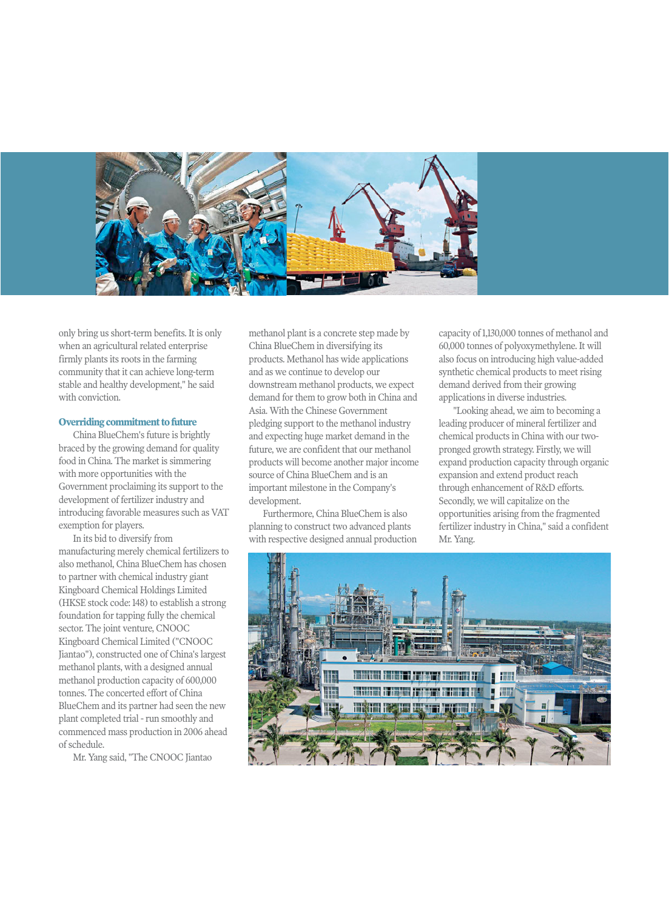only bring us short-term benefits. It is only when an agricultural related enterprise firmly plants its roots in the farming community that it can achieve long-term stable and healthy development," he said with conviction.

## Overriding commitment to future

China BlueChem's future is brightly braced by the growing demand for quality food in China. The market is simmering with more opportunities with the Government proclaiming its support to the development of fertilizer industry and introducing favorable measures such as VAT exemption for players.

In its bid to diversify from manufacturing merely chemical fertilizers to also methanol, China BlueChem has chosen to partner with chemical industry giant Kingboard Chemical Holdings Limited (HKSE stock code: 148) to establish a strong foundation for tapping fully the chemical sector. The joint venture, CNOOC Kingboard Chemical Limited ("CNOOC Jiantao"), constructed one of China's largest methanol plants, with a designed annual methanol production capacity of 600,000 tonnes. The concerted effort of China BlueChem and its partner had seen the new plant completed trial - run smoothly and commenced mass production in 2006 ahead of schedule.

Mr. Yang said, "The CNOOC Jiantao methanol plant is a concrete step made by China BlueChem in diversifying its products. Methanol has wide applications and as we continue to develop our downstream methanol products, we expect demand for them to grow both in China and Asia. With the Chinese Government pledging support to the methanol industry and expecting huge market demand in the future, we are confident that our methanol products will become another major income source of China BlueChem and is an important milestone in the Company's development.

Furthermore, China BlueChem is also planning to construct two advanced plants with respective designed annual production capacity of 1,130,000 tonnes of methanol and 60,000 tonnes of polyoxymethylene. It will also focus on introducing high value-added synthetic chemical products to meet rising demand derived from their growing applications in diverse industries.

"Looking ahead, we aim to becoming a leading producer of mineral fertilizer and chemical products in China with our two-pronged growth strategy. Firstly, we will expand production capacity through organic expansion and extend product reach through enhancement of R&D efforts. Secondly, we will capitalize on the opportunities arising from the fragmented fertilizer industry in China," said a confident Mr. Yang.